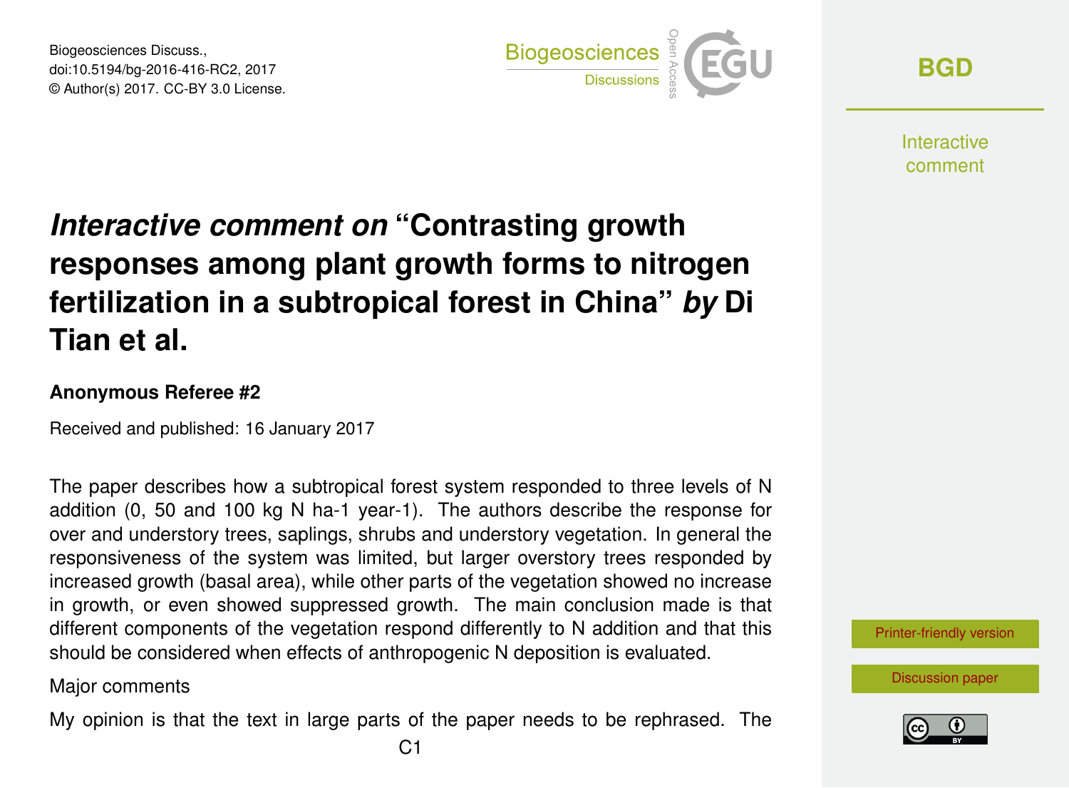# *Interactive comment on* "Contrasting growth responses among plant growth forms to nitrogen fertilization in a subtropical forest in China" *by* Di Tian et al.

**Anonymous Referee #2**

Received and published: 16 January 2017

The paper describes how a subtropical forest system responded to three levels of N addition (0, 50 and 100 kg N ha-1 year-1). The authors describe the response for over and understory trees, saplings, shrubs and understory vegetation. In general the responsiveness of the system was limited, but larger overstory trees responded by increased growth (basal area), while other parts of the vegetation showed no increase in growth, or even showed suppressed growth. The main conclusion made is that different components of the vegetation respond differently to N addition and that this should be considered when effects of anthropogenic N deposition is evaluated.

Major comments

My opinion is that the text in large parts of the paper needs to be rephrased. The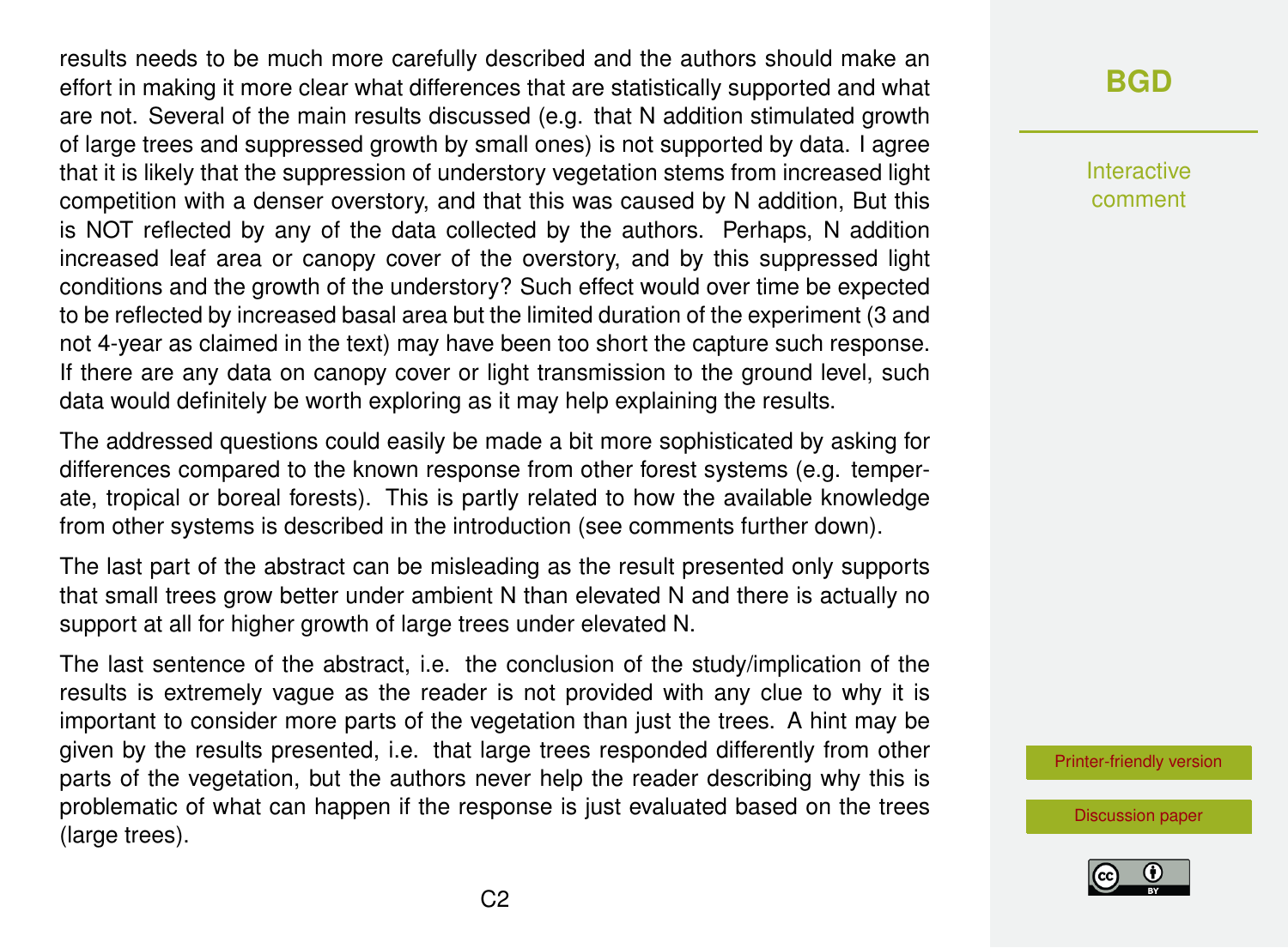results needs to be much more carefully described and the authors should make an effort in making it more clear what differences that are statistically supported and what are not. Several of the main results discussed (e.g. that N addition stimulated growth of large trees and suppressed growth by small ones) is not supported by data. I agree that it is likely that the suppression of understory vegetation stems from increased light competition with a denser overstory, and that this was caused by N addition, But this is NOT reflected by any of the data collected by the authors. Perhaps, N addition increased leaf area or canopy cover of the overstory, and by this suppressed light conditions and the growth of the understory? Such effect would over time be expected to be reflected by increased basal area but the limited duration of the experiment (3 and not 4-year as claimed in the text) may have been too short the capture such response. If there are any data on canopy cover or light transmission to the ground level, such data would definitely be worth exploring as it may help explaining the results.

The addressed questions could easily be made a bit more sophisticated by asking for differences compared to the known response from other forest systems (e.g. temperate, tropical or boreal forests). This is partly related to how the available knowledge from other systems is described in the introduction (see comments further down).

The last part of the abstract can be misleading as the result presented only supports that small trees grow better under ambient N than elevated N and there is actually no support at all for higher growth of large trees under elevated N.

The last sentence of the abstract, i.e. the conclusion of the study/implication of the results is extremely vague as the reader is not provided with any clue to why it is important to consider more parts of the vegetation than just the trees. A hint may be given by the results presented, i.e. that large trees responded differently from other parts of the vegetation, but the authors never help the reader describing why this is problematic of what can happen if the response is just evaluated based on the trees (large trees).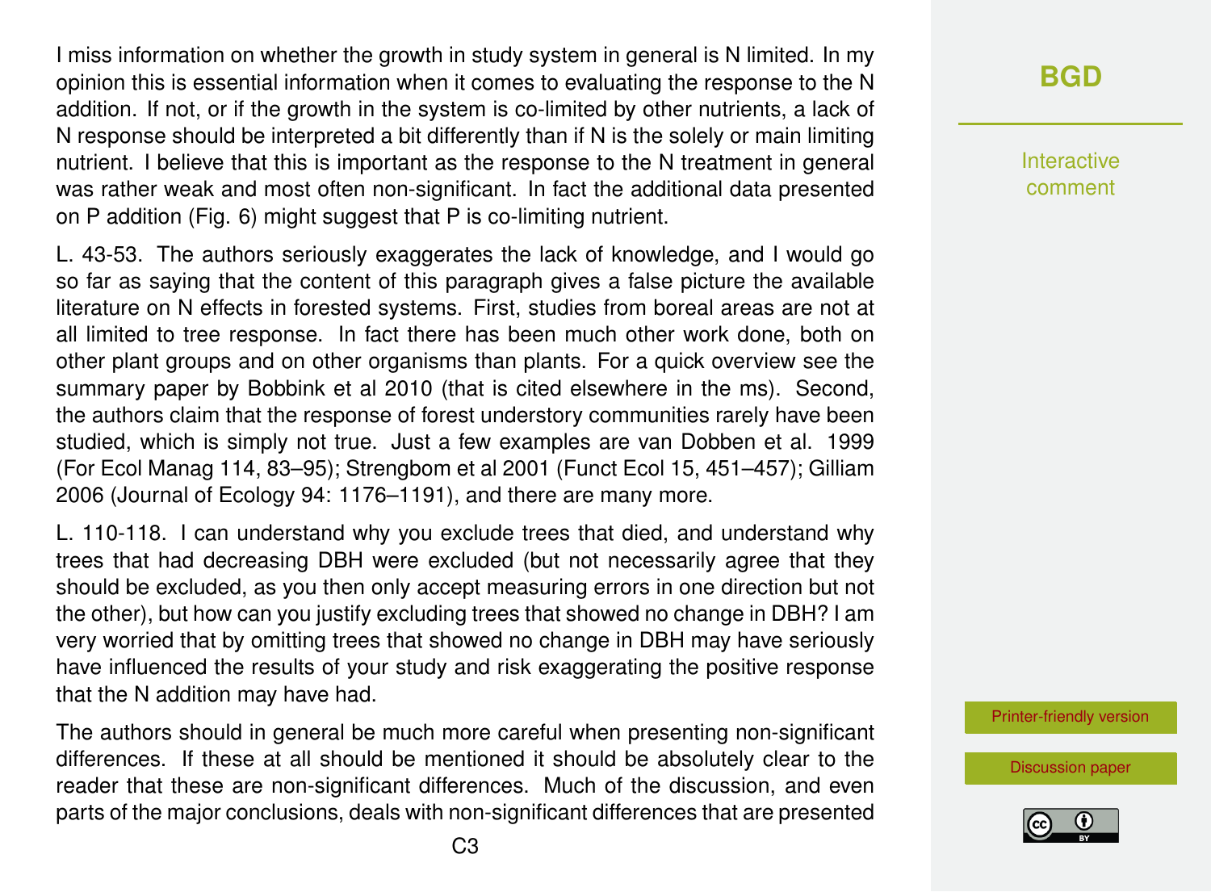I miss information on whether the growth in study system in general is N limited. In my opinion this is essential information when it comes to evaluating the response to the N addition. If not, or if the growth in the system is co-limited by other nutrients, a lack of N response should be interpreted a bit differently than if N is the solely or main limiting nutrient. I believe that this is important as the response to the N treatment in general was rather weak and most often non-significant. In fact the additional data presented on P addition (Fig. 6) might suggest that P is co-limiting nutrient.

L. 43-53. The authors seriously exaggerates the lack of knowledge, and I would go so far as saying that the content of this paragraph gives a false picture the available literature on N effects in forested systems. First, studies from boreal areas are not at all limited to tree response. In fact there has been much other work done, both on other plant groups and on other organisms than plants. For a quick overview see the summary paper by Bobbink et al 2010 (that is cited elsewhere in the ms). Second, the authors claim that the response of forest understory communities rarely have been studied, which is simply not true. Just a few examples are van Dobben et al. 1999 (For Ecol Manag 114, 83–95); Strengbom et al 2001 (Funct Ecol 15, 451–457); Gilliam 2006 (Journal of Ecology 94: 1176–1191), and there are many more.

L. 110-118. I can understand why you exclude trees that died, and understand why trees that had decreasing DBH were excluded (but not necessarily agree that they should be excluded, as you then only accept measuring errors in one direction but not the other), but how can you justify excluding trees that showed no change in DBH? I am very worried that by omitting trees that showed no change in DBH may have seriously have influenced the results of your study and risk exaggerating the positive response that the N addition may have had.

The authors should in general be much more careful when presenting non-significant differences. If these at all should be mentioned it should be absolutely clear to the reader that these are non-significant differences. Much of the discussion, and even parts of the major conclusions, deals with non-significant differences that are presented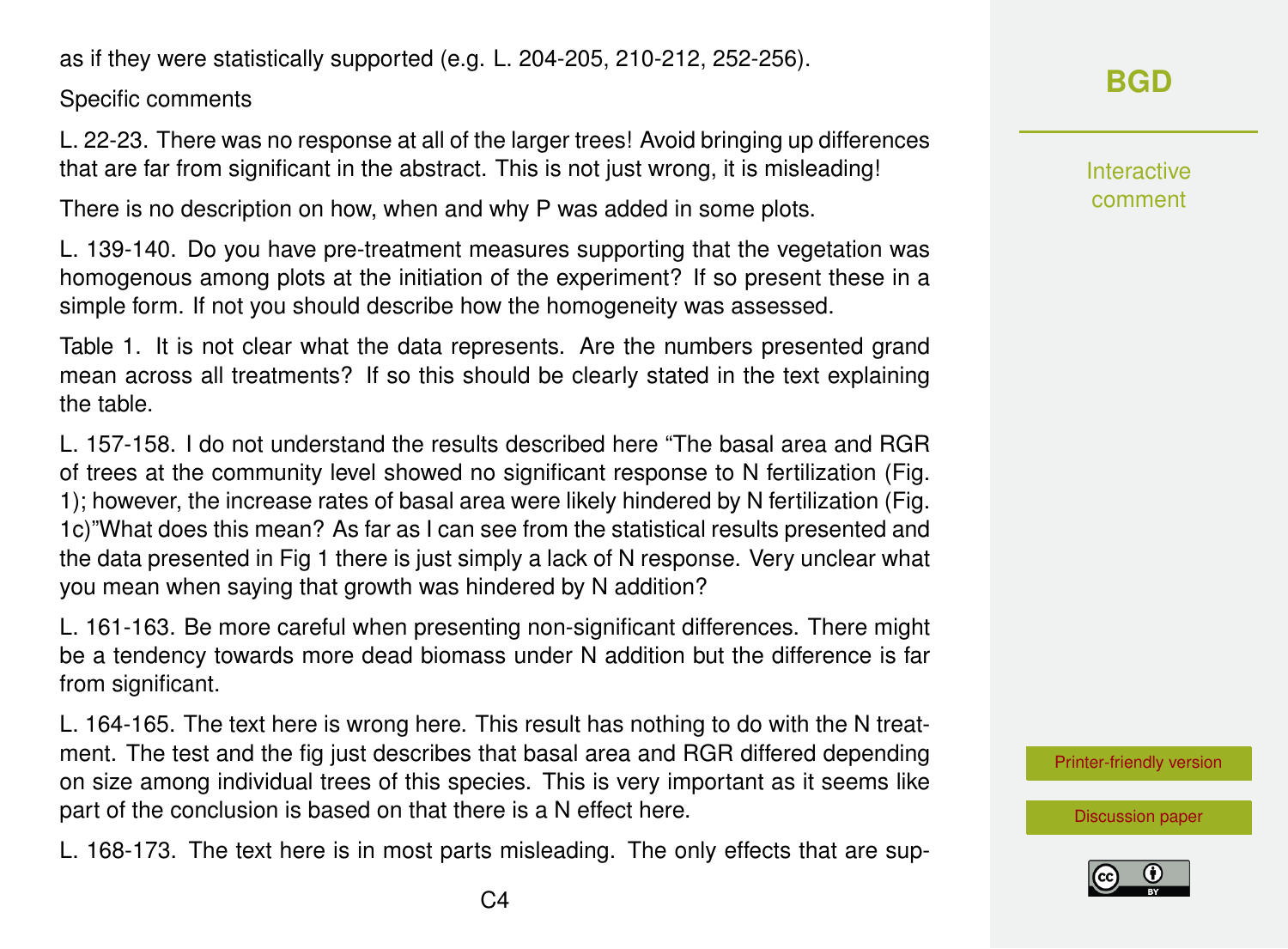as if they were statistically supported (e.g. L. 204-205, 210-212, 252-256).

Specific comments

L. 22-23. There was no response at all of the larger trees! Avoid bringing up differences that are far from significant in the abstract. This is not just wrong, it is misleading!

There is no description on how, when and why P was added in some plots.

L. 139-140. Do you have pre-treatment measures supporting that the vegetation was homogenous among plots at the initiation of the experiment? If so present these in a simple form. If not you should describe how the homogeneity was assessed.

Table 1. It is not clear what the data represents. Are the numbers presented grand mean across all treatments? If so this should be clearly stated in the text explaining the table.

L. 157-158. I do not understand the results described here "The basal area and RGR of trees at the community level showed no significant response to N fertilization (Fig. 1); however, the increase rates of basal area were likely hindered by N fertilization (Fig. 1c)"What does this mean? As far as I can see from the statistical results presented and the data presented in Fig 1 there is just simply a lack of N response. Very unclear what you mean when saying that growth was hindered by N addition?

L. 161-163. Be more careful when presenting non-significant differences. There might be a tendency towards more dead biomass under N addition but the difference is far from significant.

L. 164-165. The text here is wrong here. This result has nothing to do with the N treatment. The test and the fig just describes that basal area and RGR differed depending on size among individual trees of this species. This is very important as it seems like part of the conclusion is based on that there is a N effect here.

L. 168-173. The text here is in most parts misleading. The only effects that are sup-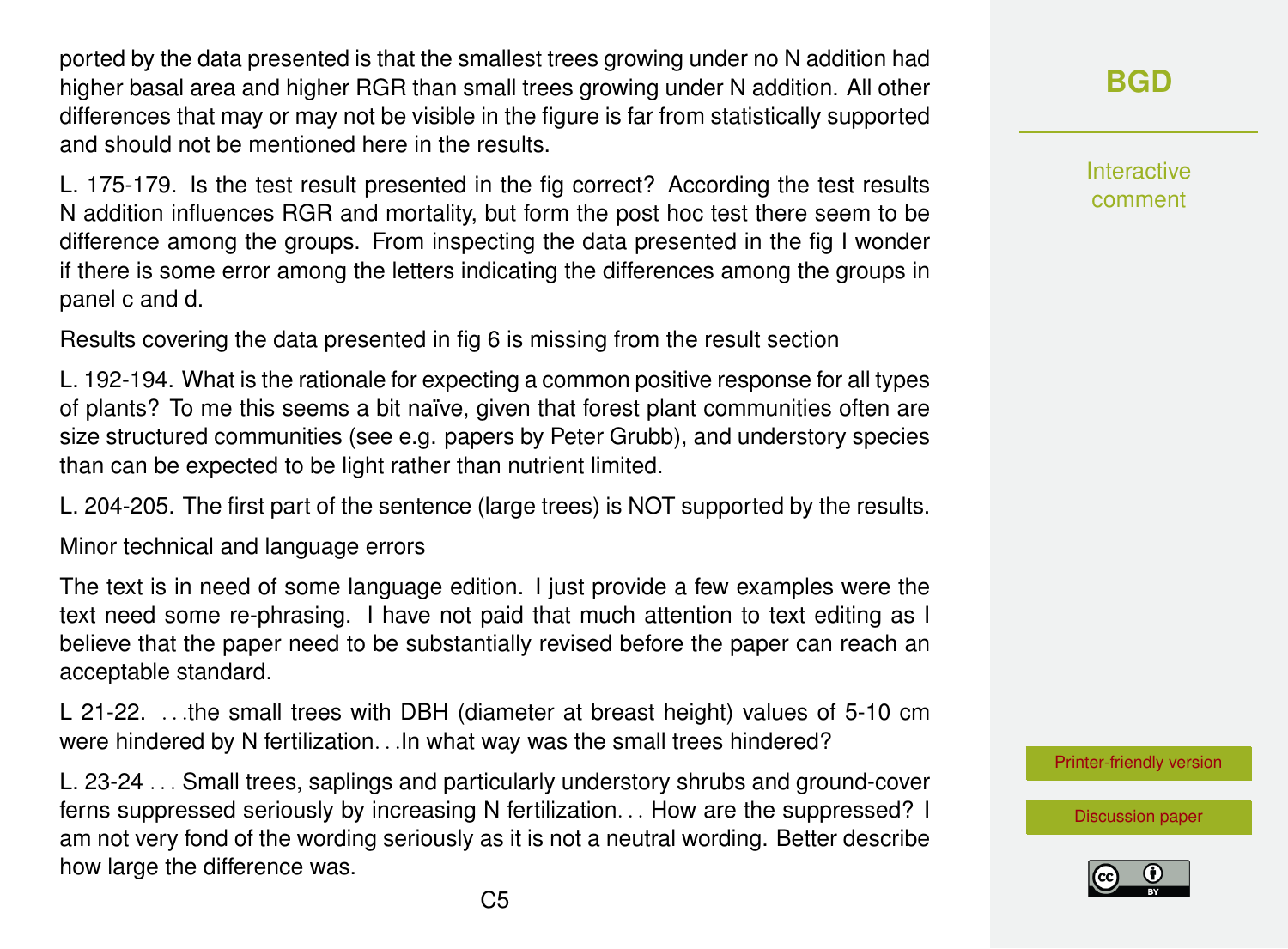ported by the data presented is that the smallest trees growing under no N addition had higher basal area and higher RGR than small trees growing under N addition. All other differences that may or may not be visible in the figure is far from statistically supported and should not be mentioned here in the results.

L. 175-179. Is the test result presented in the fig correct? According the test results N addition influences RGR and mortality, but form the post hoc test there seem to be difference among the groups. From inspecting the data presented in the fig I wonder if there is some error among the letters indicating the differences among the groups in panel c and d.

Results covering the data presented in fig 6 is missing from the result section

L. 192-194. What is the rationale for expecting a common positive response for all types of plants? To me this seems a bit naïve, given that forest plant communities often are size structured communities (see e.g. papers by Peter Grubb), and understory species than can be expected to be light rather than nutrient limited.

L. 204-205. The first part of the sentence (large trees) is NOT supported by the results.

Minor technical and language errors

The text is in need of some language edition. I just provide a few examples were the text need some re-phrasing. I have not paid that much attention to text editing as I believe that the paper need to be substantially revised before the paper can reach an acceptable standard.

L 21-22. . . .the small trees with DBH (diameter at breast height) values of 5-10 cm were hindered by N fertilization. . .In what way was the small trees hindered?

L. 23-24 . . . Small trees, saplings and particularly understory shrubs and ground-cover ferns suppressed seriously by increasing N fertilization. . . How are the suppressed? I am not very fond of the wording seriously as it is not a neutral wording. Better describe how large the difference was.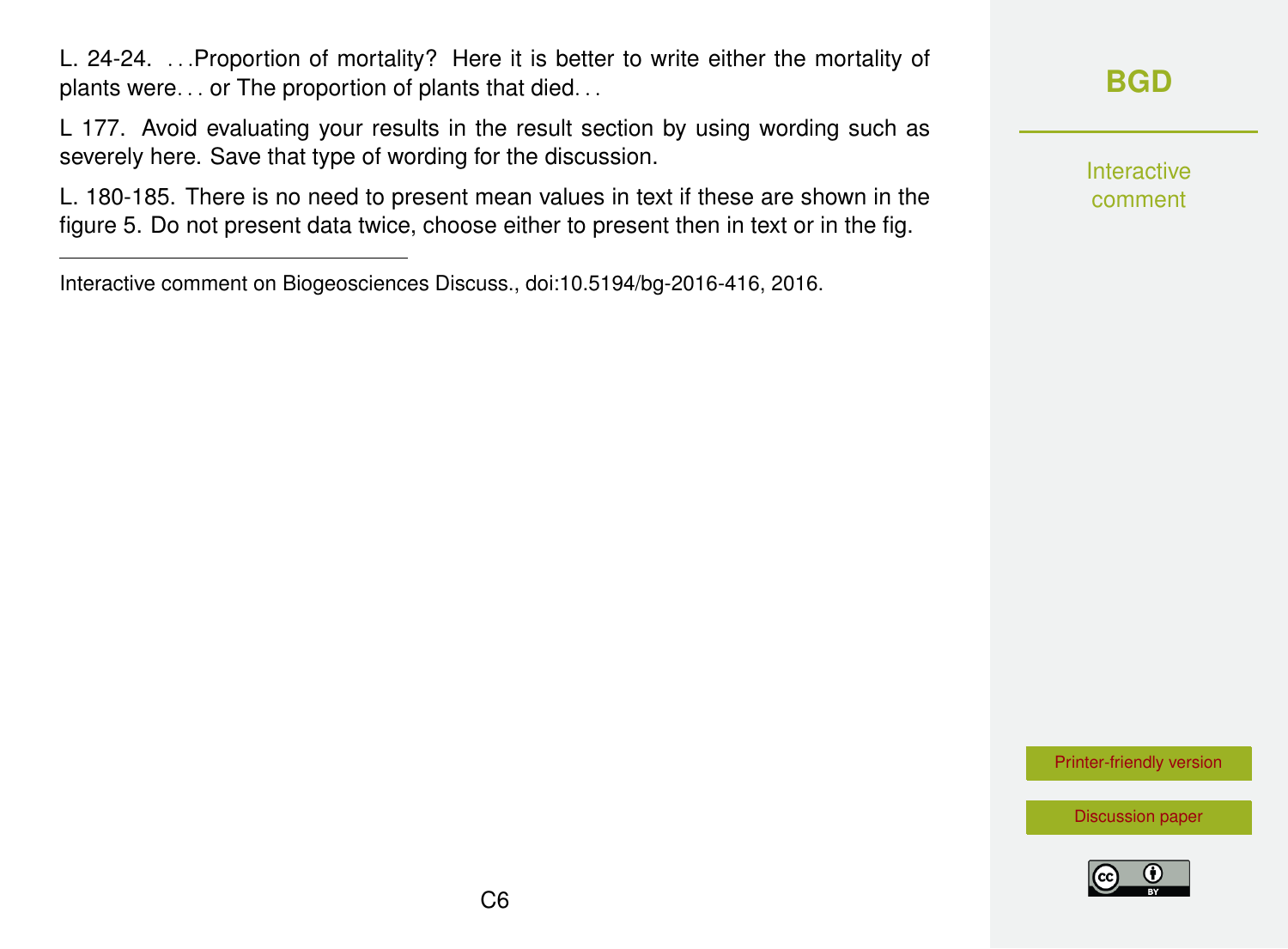L. 24-24. . . .Proportion of mortality? Here it is better to write either the mortality of plants were. . . or The proportion of plants that died. . .

L 177. Avoid evaluating your results in the result section by using wording such as severely here. Save that type of wording for the discussion.

L. 180-185. There is no need to present mean values in text if these are shown in the figure 5. Do not present data twice, choose either to present then in text or in the fig.

---

Interactive comment on Biogeosciences Discuss., doi:10.5194/bg-2016-416, 2016.